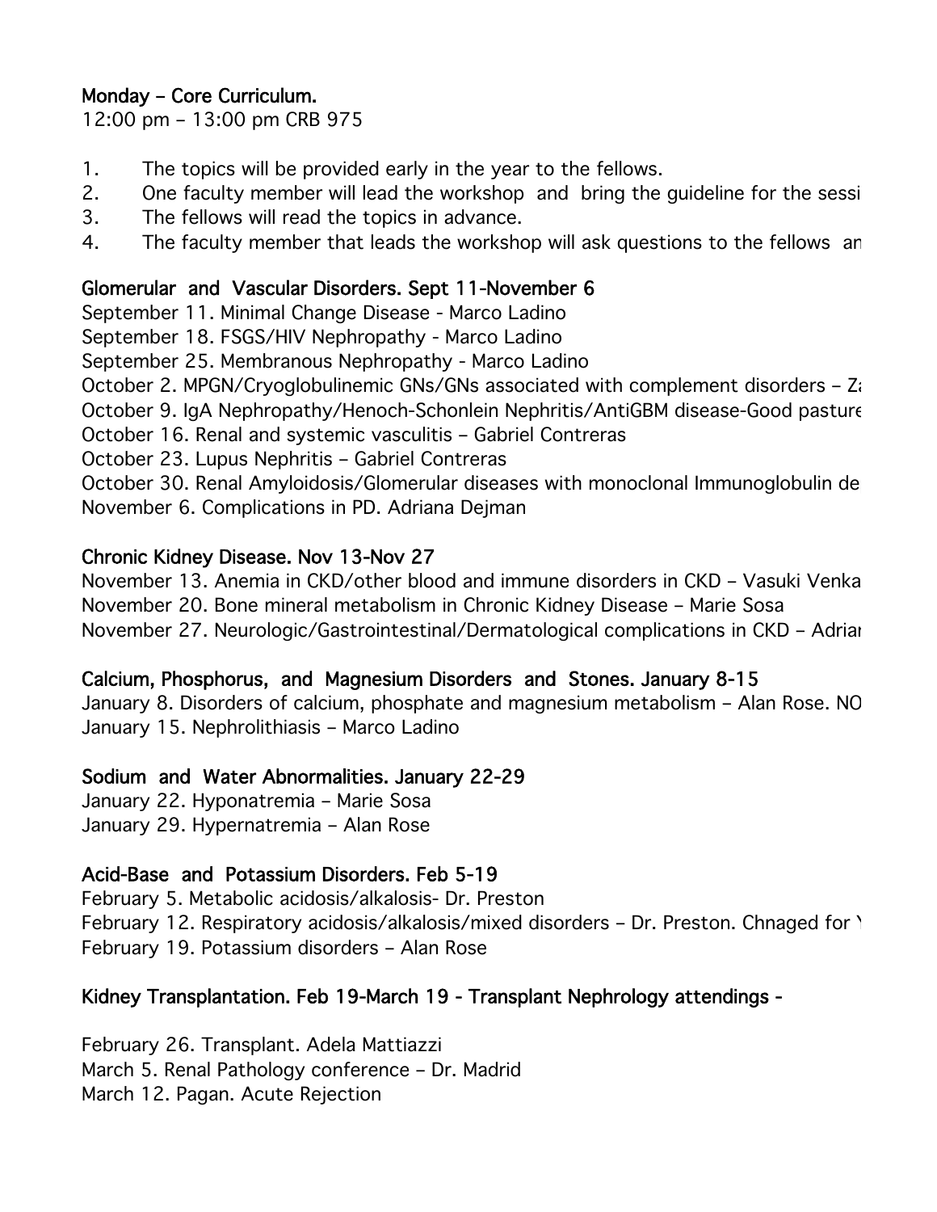## Monday – Core Curriculum.

12:00 pm – 13:00 pm CRB 975

1. The topics will be provided early in the year to the fellows.
2. One faculty member will lead the workshop and bring the guideline for the sessi
3. The fellows will read the topics in advance.
4. The faculty member that leads the workshop will ask questions to the fellows an

### Glomerular and Vascular Disorders. Sept 11-November 6

September 11. Minimal Change Disease - Marco Ladino
September 18. FSGS/HIV Nephropathy - Marco Ladino
September 25. Membranous Nephropathy - Marco Ladino
October 2. MPGN/Cryoglobulinemic GNs/GNs associated with complement disorders – Za
October 9. IgA Nephropathy/Henoch-Schonlein Nephritis/AntiGBM disease-Good pasture
October 16. Renal and systemic vasculitis – Gabriel Contreras
October 23. Lupus Nephritis – Gabriel Contreras
October 30. Renal Amyloidosis/Glomerular diseases with monoclonal Immunoglobulin de
November 6. Complications in PD. Adriana Dejman

### Chronic Kidney Disease. Nov 13-Nov 27

November 13. Anemia in CKD/other blood and immune disorders in CKD – Vasuki Venka
November 20. Bone mineral metabolism in Chronic Kidney Disease – Marie Sosa
November 27. Neurologic/Gastrointestinal/Dermatological complications in CKD – Adrian

### Calcium, Phosphorus, and Magnesium Disorders and Stones. January 8-15

January 8. Disorders of calcium, phosphate and magnesium metabolism – Alan Rose. NO
January 15. Nephrolithiasis – Marco Ladino

### Sodium and Water Abnormalities. January 22-29

January 22. Hyponatremia – Marie Sosa
January 29. Hypernatremia – Alan Rose

### Acid-Base and Potassium Disorders. Feb 5-19

February 5. Metabolic acidosis/alkalosis- Dr. Preston
February 12. Respiratory acidosis/alkalosis/mixed disorders – Dr. Preston. Chnaged for Y
February 19. Potassium disorders – Alan Rose

### Kidney Transplantation. Feb 19-March 19 - Transplant Nephrology attendings -

February 26. Transplant. Adela Mattiazzi
March 5. Renal Pathology conference – Dr. Madrid
March 12. Pagan. Acute Rejection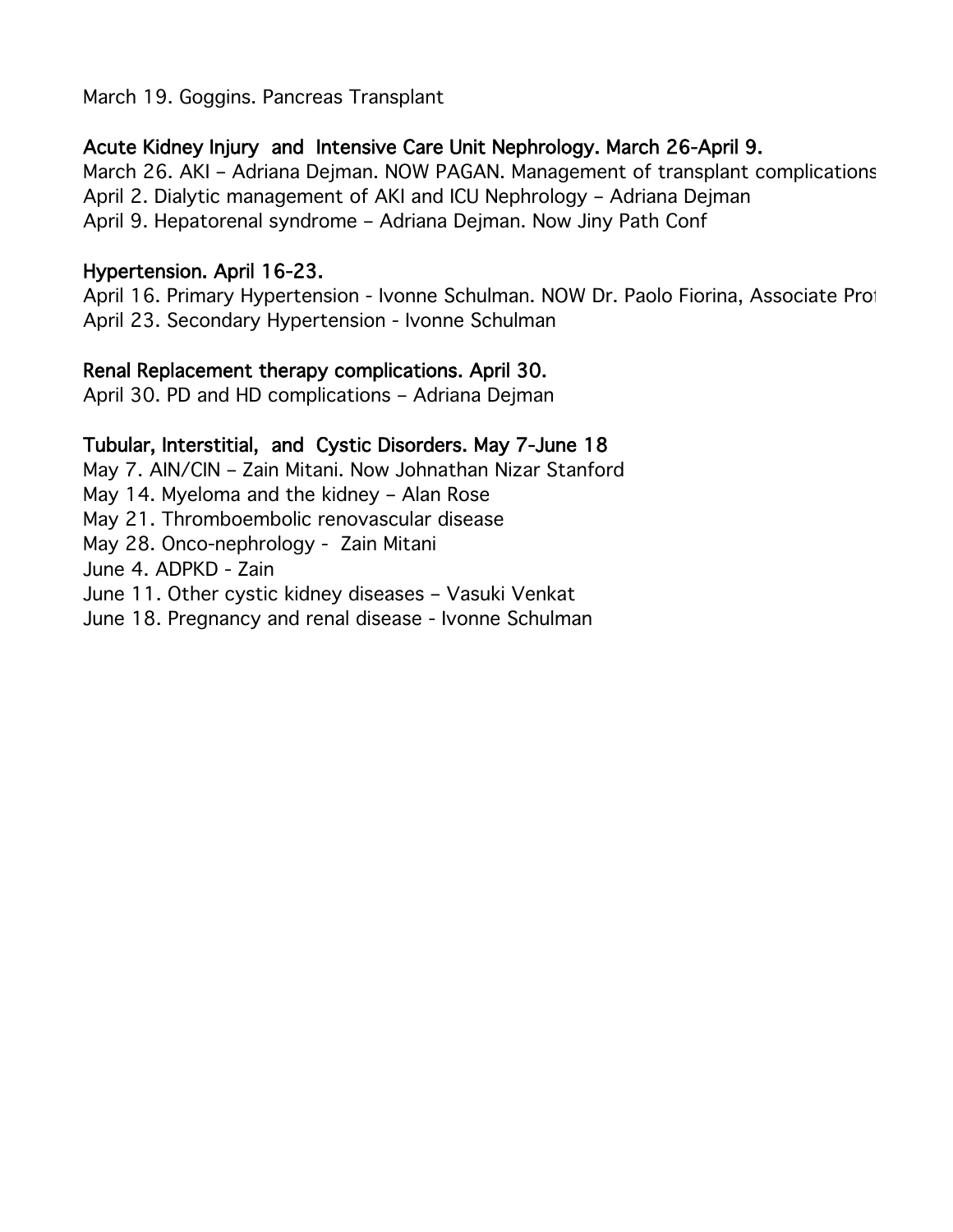March 19. Goggins. Pancreas Transplant

## Acute Kidney Injury and Intensive Care Unit Nephrology. March 26-April 9.

March 26. AKI – Adriana Dejman. NOW PAGAN. Management of transplant complications
April 2. Dialytic management of AKI and ICU Nephrology – Adriana Dejman
April 9. Hepatorenal syndrome – Adriana Dejman. Now Jiny Path Conf

## Hypertension. April 16-23.

April 16. Primary Hypertension - Ivonne Schulman. NOW Dr. Paolo Fiorina, Associate Prof
April 23. Secondary Hypertension - Ivonne Schulman

## Renal Replacement therapy complications. April 30.

April 30. PD and HD complications – Adriana Dejman

## Tubular, Interstitial, and Cystic Disorders. May 7-June 18

May 7. AIN/CIN – Zain Mitani. Now Johnathan Nizar Stanford
May 14. Myeloma and the kidney – Alan Rose
May 21. Thromboembolic renovascular disease
May 28. Onco-nephrology - Zain Mitani
June 4. ADPKD - Zain
June 11. Other cystic kidney diseases – Vasuki Venkat
June 18. Pregnancy and renal disease - Ivonne Schulman